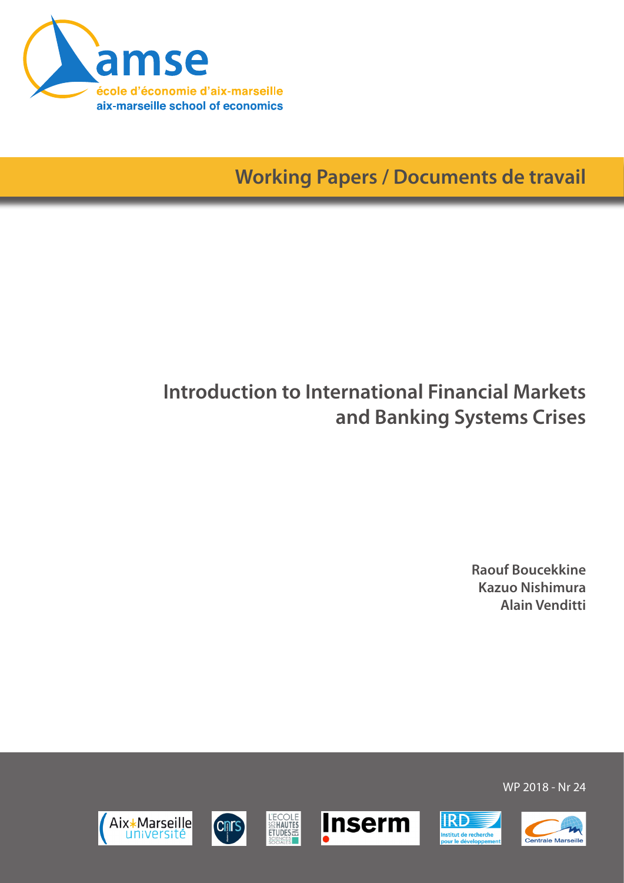amse

école d'économie d'aix-marseille

aix-marseille school of economics

Working Papers / Documents de travail

# Introduction to International Financial Markets and Banking Systems Crises

**Raouf Boucekkine**
**Kazuo Nishimura**
**Alain Venditti**

WP 2018 - Nr 24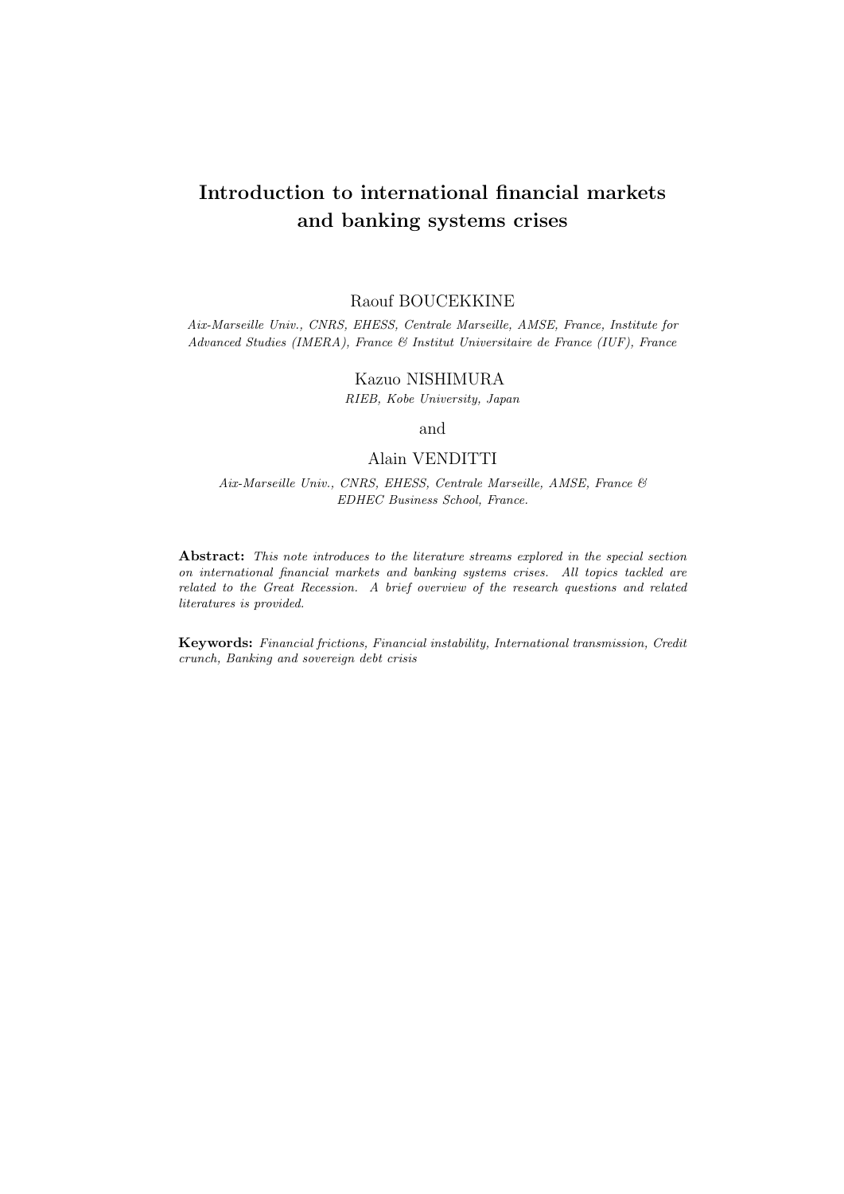# Introduction to international financial markets and banking systems crises

Raouf BOUCEKKINE

*Aix-Marseille Univ., CNRS, EHESS, Centrale Marseille, AMSE, France, Institute for Advanced Studies (IMERA), France & Institut Universitaire de France (IUF), France*

Kazuo NISHIMURA

*RIEB, Kobe University, Japan*

and

Alain VENDITTI

*Aix-Marseille Univ., CNRS, EHESS, Centrale Marseille, AMSE, France & EDHEC Business School, France.*

**Abstract:** *This note introduces to the literature streams explored in the special section on international financial markets and banking systems crises. All topics tackled are related to the Great Recession. A brief overview of the research questions and related literatures is provided.*

**Keywords:** *Financial frictions, Financial instability, International transmission, Credit crunch, Banking and sovereign debt crisis*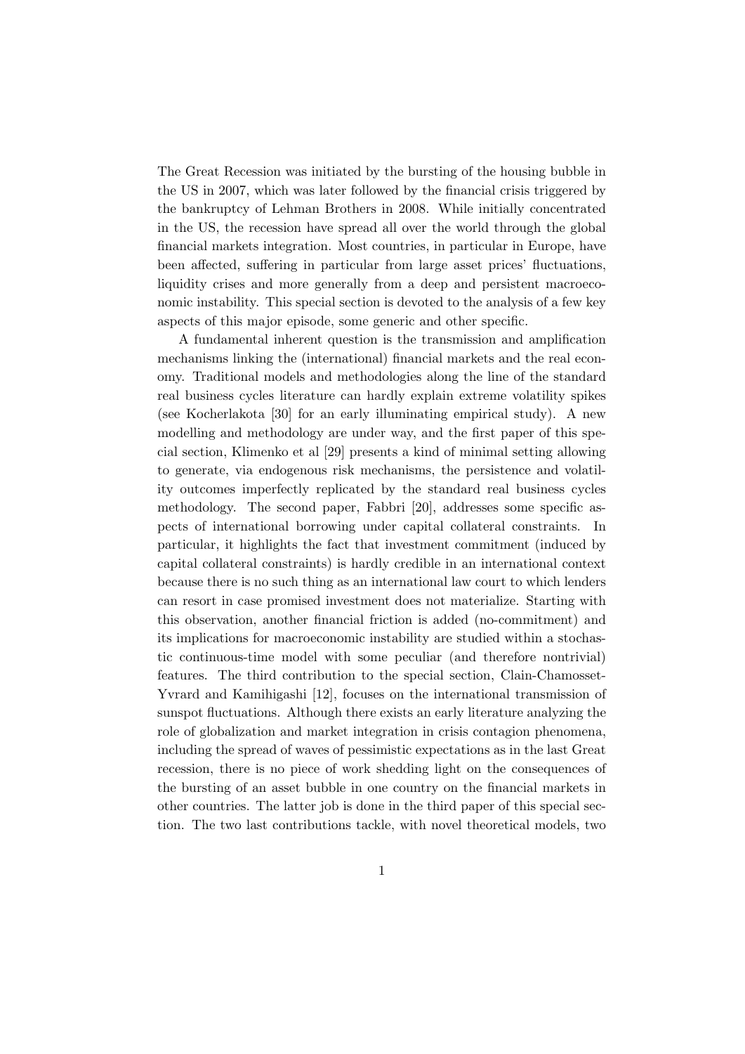The Great Recession was initiated by the bursting of the housing bubble in the US in 2007, which was later followed by the financial crisis triggered by the bankruptcy of Lehman Brothers in 2008. While initially concentrated in the US, the recession have spread all over the world through the global financial markets integration. Most countries, in particular in Europe, have been affected, suffering in particular from large asset prices' fluctuations, liquidity crises and more generally from a deep and persistent macroeconomic instability. This special section is devoted to the analysis of a few key aspects of this major episode, some generic and other specific.

A fundamental inherent question is the transmission and amplification mechanisms linking the (international) financial markets and the real economy. Traditional models and methodologies along the line of the standard real business cycles literature can hardly explain extreme volatility spikes (see Kocherlakota [30] for an early illuminating empirical study). A new modelling and methodology are under way, and the first paper of this special section, Klimenko et al [29] presents a kind of minimal setting allowing to generate, via endogenous risk mechanisms, the persistence and volatility outcomes imperfectly replicated by the standard real business cycles methodology. The second paper, Fabbri [20], addresses some specific aspects of international borrowing under capital collateral constraints. In particular, it highlights the fact that investment commitment (induced by capital collateral constraints) is hardly credible in an international context because there is no such thing as an international law court to which lenders can resort in case promised investment does not materialize. Starting with this observation, another financial friction is added (no-commitment) and its implications for macroeconomic instability are studied within a stochastic continuous-time model with some peculiar (and therefore nontrivial) features. The third contribution to the special section, Clain-Chamosset-Yvrard and Kamihigashi [12], focuses on the international transmission of sunspot fluctuations. Although there exists an early literature analyzing the role of globalization and market integration in crisis contagion phenomena, including the spread of waves of pessimistic expectations as in the last Great recession, there is no piece of work shedding light on the consequences of the bursting of an asset bubble in one country on the financial markets in other countries. The latter job is done in the third paper of this special section. The two last contributions tackle, with novel theoretical models, two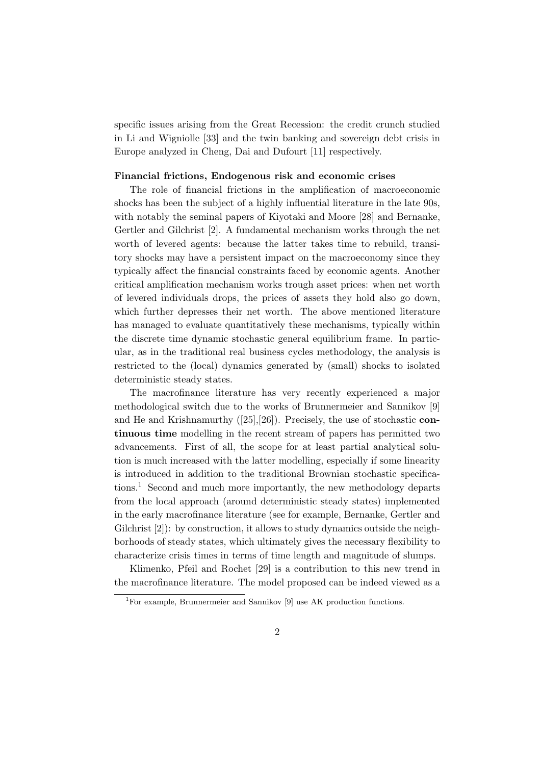specific issues arising from the Great Recession: the credit crunch studied in Li and Wigniolle [33] and the twin banking and sovereign debt crisis in Europe analyzed in Cheng, Dai and Dufourt [11] respectively.

**Financial frictions, Endogenous risk and economic crises**

The role of financial frictions in the amplification of macroeconomic shocks has been the subject of a highly influential literature in the late 90s, with notably the seminal papers of Kiyotaki and Moore [28] and Bernanke, Gertler and Gilchrist [2]. A fundamental mechanism works through the net worth of levered agents: because the latter takes time to rebuild, transitory shocks may have a persistent impact on the macroeconomy since they typically affect the financial constraints faced by economic agents. Another critical amplification mechanism works trough asset prices: when net worth of levered individuals drops, the prices of assets they hold also go down, which further depresses their net worth. The above mentioned literature has managed to evaluate quantitatively these mechanisms, typically within the discrete time dynamic stochastic general equilibrium frame. In particular, as in the traditional real business cycles methodology, the analysis is restricted to the (local) dynamics generated by (small) shocks to isolated deterministic steady states.

The macrofinance literature has very recently experienced a major methodological switch due to the works of Brunnermeier and Sannikov [9] and He and Krishnamurthy ([25],[26]). Precisely, the use of stochastic **continuous time** modelling in the recent stream of papers has permitted two advancements. First of all, the scope for at least partial analytical solution is much increased with the latter modelling, especially if some linearity is introduced in addition to the traditional Brownian stochastic specifications.[1] Second and much more importantly, the new methodology departs from the local approach (around deterministic steady states) implemented in the early macrofinance literature (see for example, Bernanke, Gertler and Gilchrist [2]): by construction, it allows to study dynamics outside the neighborhoods of steady states, which ultimately gives the necessary flexibility to characterize crisis times in terms of time length and magnitude of slumps.

Klimenko, Pfeil and Rochet [29] is a contribution to this new trend in the macrofinance literature. The model proposed can be indeed viewed as a

[1] For example, Brunnermeier and Sannikov [9] use AK production functions.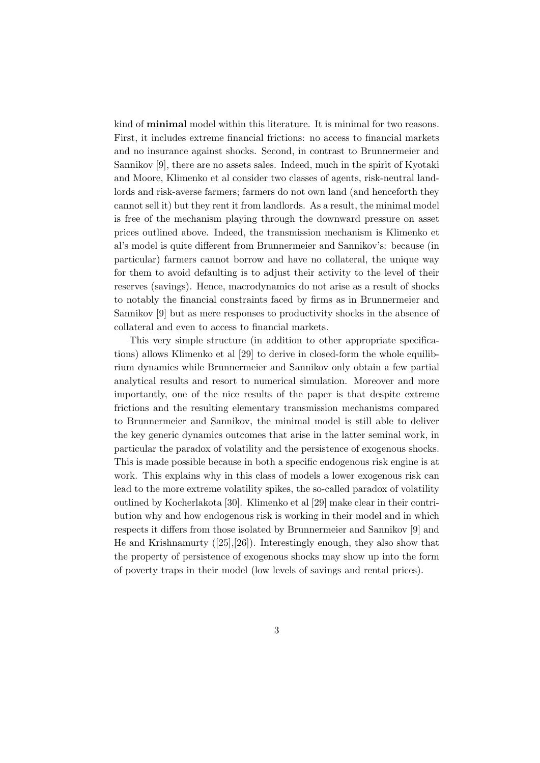kind of **minimal** model within this literature. It is minimal for two reasons. First, it includes extreme financial frictions: no access to financial markets and no insurance against shocks. Second, in contrast to Brunnermeier and Sannikov [9], there are no assets sales. Indeed, much in the spirit of Kyotaki and Moore, Klimenko et al consider two classes of agents, risk-neutral landlords and risk-averse farmers; farmers do not own land (and henceforth they cannot sell it) but they rent it from landlords. As a result, the minimal model is free of the mechanism playing through the downward pressure on asset prices outlined above. Indeed, the transmission mechanism is Klimenko et al's model is quite different from Brunnermeier and Sannikov's: because (in particular) farmers cannot borrow and have no collateral, the unique way for them to avoid defaulting is to adjust their activity to the level of their reserves (savings). Hence, macrodynamics do not arise as a result of shocks to notably the financial constraints faced by firms as in Brunnermeier and Sannikov [9] but as mere responses to productivity shocks in the absence of collateral and even to access to financial markets.

This very simple structure (in addition to other appropriate specifications) allows Klimenko et al [29] to derive in closed-form the whole equilibrium dynamics while Brunnermeier and Sannikov only obtain a few partial analytical results and resort to numerical simulation. Moreover and more importantly, one of the nice results of the paper is that despite extreme frictions and the resulting elementary transmission mechanisms compared to Brunnermeier and Sannikov, the minimal model is still able to deliver the key generic dynamics outcomes that arise in the latter seminal work, in particular the paradox of volatility and the persistence of exogenous shocks. This is made possible because in both a specific endogenous risk engine is at work. This explains why in this class of models a lower exogenous risk can lead to the more extreme volatility spikes, the so-called paradox of volatility outlined by Kocherlakota [30]. Klimenko et al [29] make clear in their contribution why and how endogenous risk is working in their model and in which respects it differs from those isolated by Brunnermeier and Sannikov [9] and He and Krishnamurty ([25],[26]). Interestingly enough, they also show that the property of persistence of exogenous shocks may show up into the form of poverty traps in their model (low levels of savings and rental prices).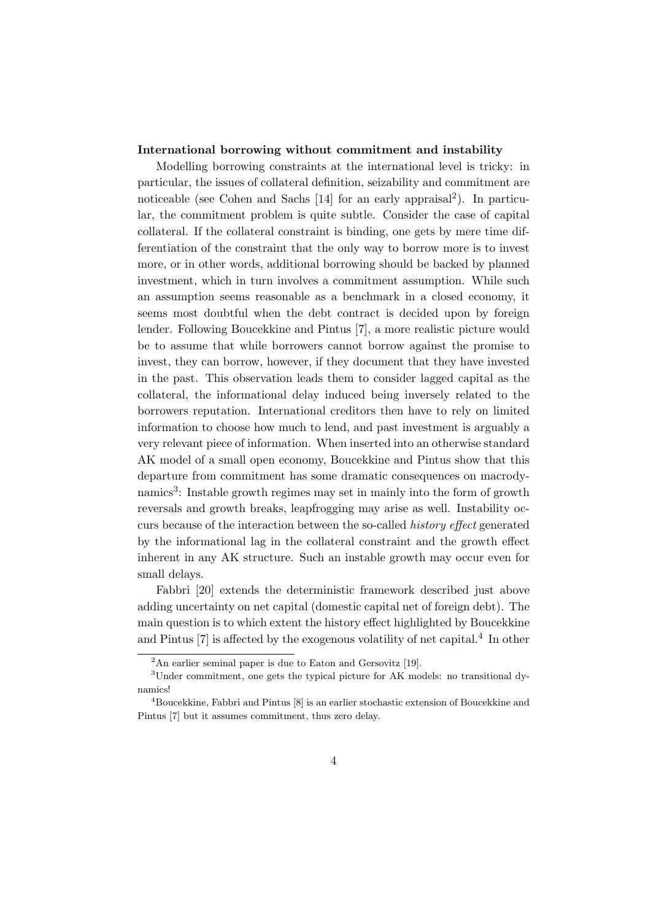**International borrowing without commitment and instability**

Modelling borrowing constraints at the international level is tricky: in particular, the issues of collateral definition, seizability and commitment are noticeable (see Cohen and Sachs [14] for an early appraisal[2]). In particular, the commitment problem is quite subtle. Consider the case of capital collateral. If the collateral constraint is binding, one gets by mere time differentiation of the constraint that the only way to borrow more is to invest more, or in other words, additional borrowing should be backed by planned investment, which in turn involves a commitment assumption. While such an assumption seems reasonable as a benchmark in a closed economy, it seems most doubtful when the debt contract is decided upon by foreign lender. Following Boucekkine and Pintus [7], a more realistic picture would be to assume that while borrowers cannot borrow against the promise to invest, they can borrow, however, if they document that they have invested in the past. This observation leads them to consider lagged capital as the collateral, the informational delay induced being inversely related to the borrowers reputation. International creditors then have to rely on limited information to choose how much to lend, and past investment is arguably a very relevant piece of information. When inserted into an otherwise standard AK model of a small open economy, Boucekkine and Pintus show that this departure from commitment has some dramatic consequences on macrodynamics[3]: Instable growth regimes may set in mainly into the form of growth reversals and growth breaks, leapfrogging may arise as well. Instability occurs because of the interaction between the so-called *history effect* generated by the informational lag in the collateral constraint and the growth effect inherent in any AK structure. Such an instable growth may occur even for small delays.

Fabbri [20] extends the deterministic framework described just above adding uncertainty on net capital (domestic capital net of foreign debt). The main question is to which extent the history effect highlighted by Boucekkine and Pintus [7] is affected by the exogenous volatility of net capital.[4] In other

[2] An earlier seminal paper is due to Eaton and Gersovitz [19].

[3] Under commitment, one gets the typical picture for AK models: no transitional dynamics!

[4] Boucekkine, Fabbri and Pintus [8] is an earlier stochastic extension of Boucekkine and Pintus [7] but it assumes commitment, thus zero delay.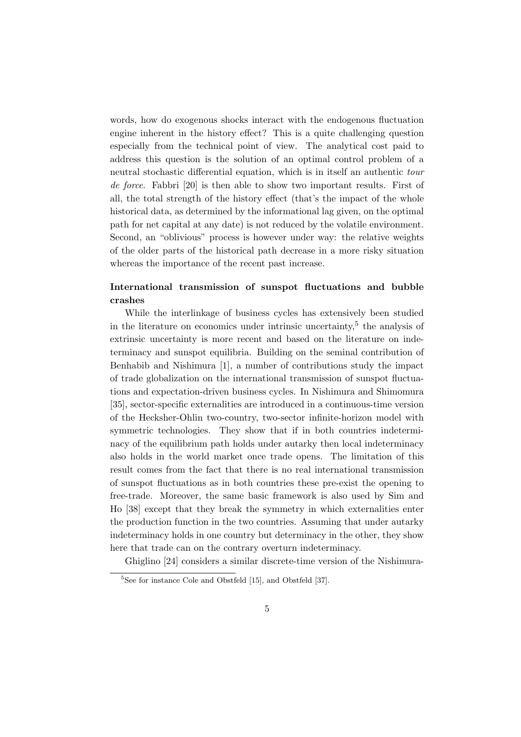words, how do exogenous shocks interact with the endogenous fluctuation engine inherent in the history effect? This is a quite challenging question especially from the technical point of view. The analytical cost paid to address this question is the solution of an optimal control problem of a neutral stochastic differential equation, which is in itself an authentic *tour de force*. Fabbri [20] is then able to show two important results. First of all, the total strength of the history effect (that's the impact of the whole historical data, as determined by the informational lag given, on the optimal path for net capital at any date) is not reduced by the volatile environment. Second, an "oblivious" process is however under way: the relative weights of the older parts of the historical path decrease in a more risky situation whereas the importance of the recent past increase.

**International transmission of sunspot fluctuations and bubble crashes**

While the interlinkage of business cycles has extensively been studied in the literature on economics under intrinsic uncertainty,[5] the analysis of extrinsic uncertainty is more recent and based on the literature on indeterminacy and sunspot equilibria. Building on the seminal contribution of Benhabib and Nishimura [1], a number of contributions study the impact of trade globalization on the international transmission of sunspot fluctuations and expectation-driven business cycles. In Nishimura and Shimomura [35], sector-specific externalities are introduced in a continuous-time version of the Heckscher-Ohlin two-country, two-sector infinite-horizon model with symmetric technologies. They show that if in both countries indeterminacy of the equilibrium path holds under autarky then local indeterminacy also holds in the world market once trade opens. The limitation of this result comes from the fact that there is no real international transmission of sunspot fluctuations as in both countries these pre-exist the opening to free-trade. Moreover, the same basic framework is also used by Sim and Ho [38] except that they break the symmetry in which externalities enter the production function in the two countries. Assuming that under autarky indeterminacy holds in one country but determinacy in the other, they show here that trade can on the contrary overturn indeterminacy.

Ghiglino [24] considers a similar discrete-time version of the Nishimura-

[5] See for instance Cole and Obstfeld [15], and Obstfeld [37].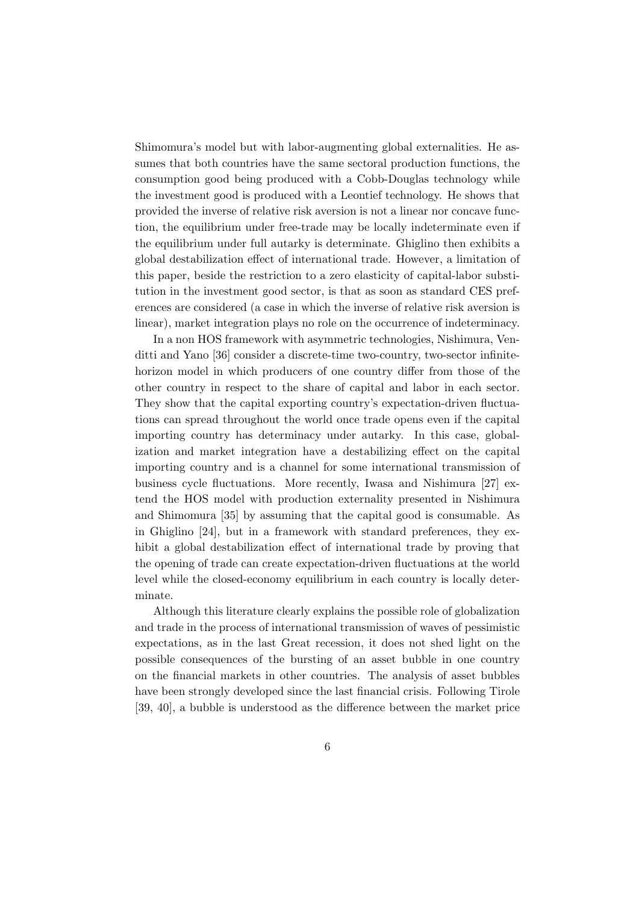Shimomura's model but with labor-augmenting global externalities. He assumes that both countries have the same sectoral production functions, the consumption good being produced with a Cobb-Douglas technology while the investment good is produced with a Leontief technology. He shows that provided the inverse of relative risk aversion is not a linear nor concave function, the equilibrium under free-trade may be locally indeterminate even if the equilibrium under full autarky is determinate. Ghiglino then exhibits a global destabilization effect of international trade. However, a limitation of this paper, beside the restriction to a zero elasticity of capital-labor substitution in the investment good sector, is that as soon as standard CES preferences are considered (a case in which the inverse of relative risk aversion is linear), market integration plays no role on the occurrence of indeterminacy.

In a non HOS framework with asymmetric technologies, Nishimura, Venditti and Yano [36] consider a discrete-time two-country, two-sector infinite-horizon model in which producers of one country differ from those of the other country in respect to the share of capital and labor in each sector. They show that the capital exporting country's expectation-driven fluctuations can spread throughout the world once trade opens even if the capital importing country has determinacy under autarky. In this case, globalization and market integration have a destabilizing effect on the capital importing country and is a channel for some international transmission of business cycle fluctuations. More recently, Iwasa and Nishimura [27] extend the HOS model with production externality presented in Nishimura and Shimomura [35] by assuming that the capital good is consumable. As in Ghiglino [24], but in a framework with standard preferences, they exhibit a global destabilization effect of international trade by proving that the opening of trade can create expectation-driven fluctuations at the world level while the closed-economy equilibrium in each country is locally determinate.

Although this literature clearly explains the possible role of globalization and trade in the process of international transmission of waves of pessimistic expectations, as in the last Great recession, it does not shed light on the possible consequences of the bursting of an asset bubble in one country on the financial markets in other countries. The analysis of asset bubbles have been strongly developed since the last financial crisis. Following Tirole [39, 40], a bubble is understood as the difference between the market price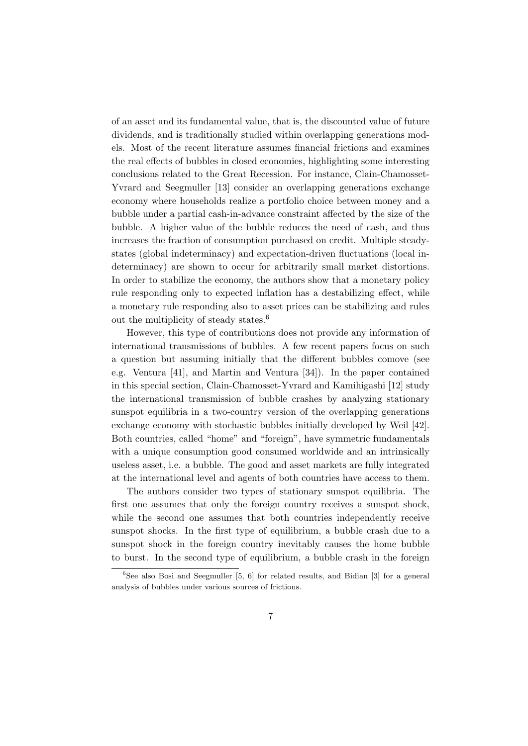of an asset and its fundamental value, that is, the discounted value of future dividends, and is traditionally studied within overlapping generations models. Most of the recent literature assumes financial frictions and examines the real effects of bubbles in closed economies, highlighting some interesting conclusions related to the Great Recession. For instance, Clain-Chamosset-Yvrard and Seegmuller [13] consider an overlapping generations exchange economy where households realize a portfolio choice between money and a bubble under a partial cash-in-advance constraint affected by the size of the bubble. A higher value of the bubble reduces the need of cash, and thus increases the fraction of consumption purchased on credit. Multiple steady-states (global indeterminacy) and expectation-driven fluctuations (local indeterminacy) are shown to occur for arbitrarily small market distortions. In order to stabilize the economy, the authors show that a monetary policy rule responding only to expected inflation has a destabilizing effect, while a monetary rule responding also to asset prices can be stabilizing and rules out the multiplicity of steady states.[6]

However, this type of contributions does not provide any information of international transmissions of bubbles. A few recent papers focus on such a question but assuming initially that the different bubbles comove (see e.g. Ventura [41], and Martin and Ventura [34]). In the paper contained in this special section, Clain-Chamosset-Yvrard and Kamihigashi [12] study the international transmission of bubble crashes by analyzing stationary sunspot equilibria in a two-country version of the overlapping generations exchange economy with stochastic bubbles initially developed by Weil [42]. Both countries, called "home" and "foreign", have symmetric fundamentals with a unique consumption good consumed worldwide and an intrinsically useless asset, i.e. a bubble. The good and asset markets are fully integrated at the international level and agents of both countries have access to them.

The authors consider two types of stationary sunspot equilibria. The first one assumes that only the foreign country receives a sunspot shock, while the second one assumes that both countries independently receive sunspot shocks. In the first type of equilibrium, a bubble crash due to a sunspot shock in the foreign country inevitably causes the home bubble to burst. In the second type of equilibrium, a bubble crash in the foreign

[6] See also Bosi and Seegmuller [5, 6] for related results, and Bidian [3] for a general analysis of bubbles under various sources of frictions.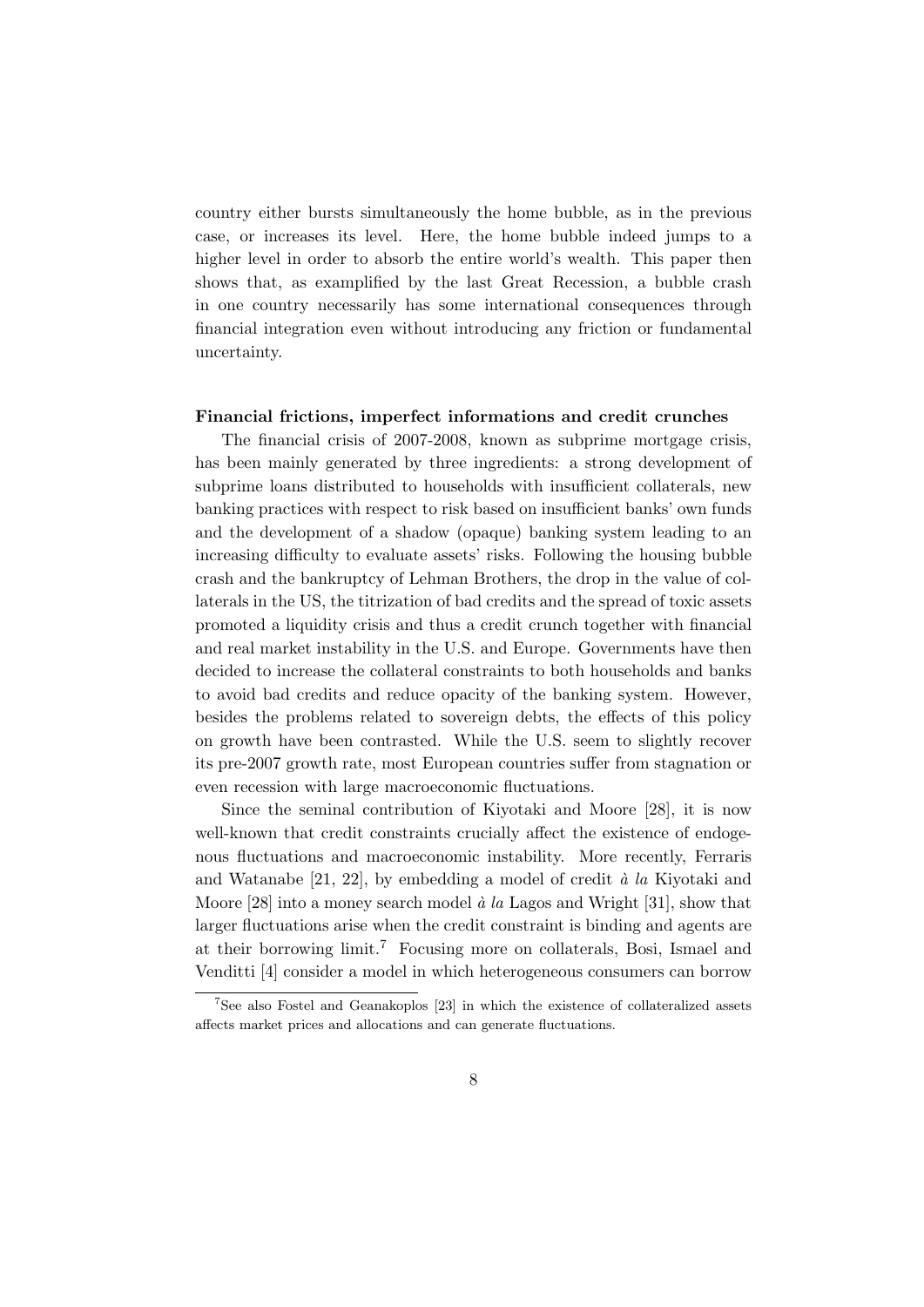country either bursts simultaneously the home bubble, as in the previous case, or increases its level. Here, the home bubble indeed jumps to a higher level in order to absorb the entire world's wealth. This paper then shows that, as examplified by the last Great Recession, a bubble crash in one country necessarily has some international consequences through financial integration even without introducing any friction or fundamental uncertainty.

**Financial frictions, imperfect informations and credit crunches**

The financial crisis of 2007-2008, known as subprime mortgage crisis, has been mainly generated by three ingredients: a strong development of subprime loans distributed to households with insufficient collaterals, new banking practices with respect to risk based on insufficient banks' own funds and the development of a shadow (opaque) banking system leading to an increasing difficulty to evaluate assets' risks. Following the housing bubble crash and the bankruptcy of Lehman Brothers, the drop in the value of collaterals in the US, the titrization of bad credits and the spread of toxic assets promoted a liquidity crisis and thus a credit crunch together with financial and real market instability in the U.S. and Europe. Governments have then decided to increase the collateral constraints to both households and banks to avoid bad credits and reduce opacity of the banking system. However, besides the problems related to sovereign debts, the effects of this policy on growth have been contrasted. While the U.S. seem to slightly recover its pre-2007 growth rate, most European countries suffer from stagnation or even recession with large macroeconomic fluctuations.

Since the seminal contribution of Kiyotaki and Moore [28], it is now well-known that credit constraints crucially affect the existence of endogenous fluctuations and macroeconomic instability. More recently, Ferraris and Watanabe [21, 22], by embedding a model of credit *à la* Kiyotaki and Moore [28] into a money search model *à la* Lagos and Wright [31], show that larger fluctuations arise when the credit constraint is binding and agents are at their borrowing limit.[7] Focusing more on collaterals, Bosi, Ismael and Venditti [4] consider a model in which heterogeneous consumers can borrow

[7] See also Fostel and Geanakoplos [23] in which the existence of collateralized assets affects market prices and allocations and can generate fluctuations.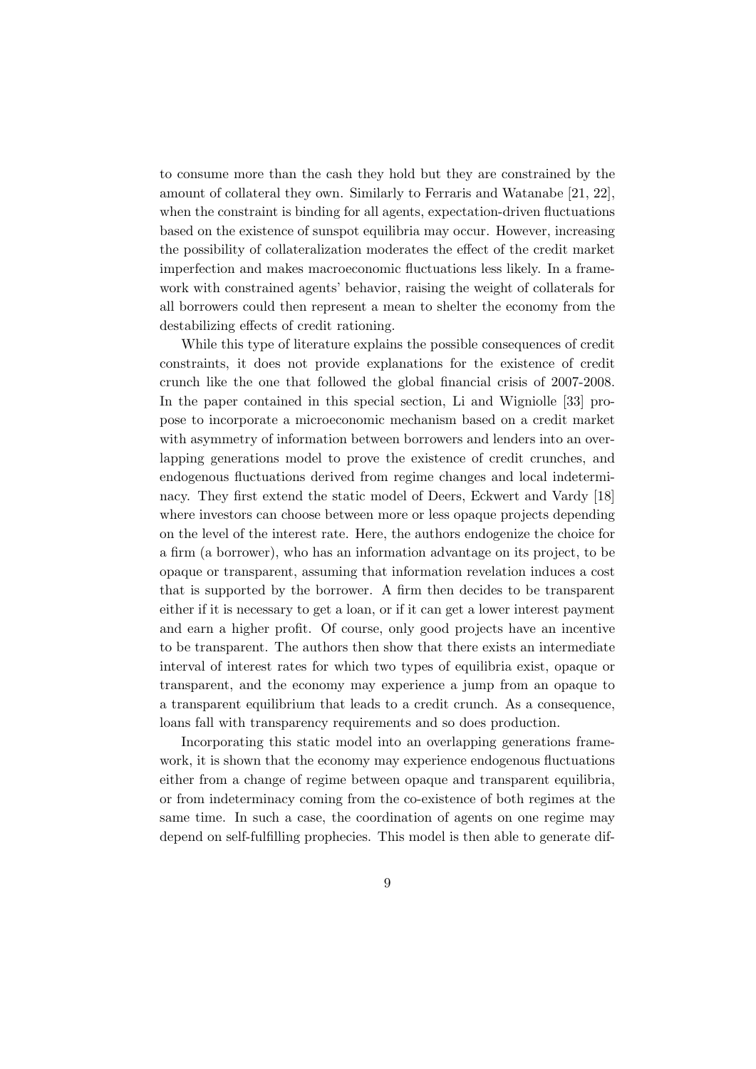to consume more than the cash they hold but they are constrained by the amount of collateral they own. Similarly to Ferraris and Watanabe [21, 22], when the constraint is binding for all agents, expectation-driven fluctuations based on the existence of sunspot equilibria may occur. However, increasing the possibility of collateralization moderates the effect of the credit market imperfection and makes macroeconomic fluctuations less likely. In a framework with constrained agents' behavior, raising the weight of collaterals for all borrowers could then represent a mean to shelter the economy from the destabilizing effects of credit rationing.

While this type of literature explains the possible consequences of credit constraints, it does not provide explanations for the existence of credit crunch like the one that followed the global financial crisis of 2007-2008. In the paper contained in this special section, Li and Wigniolle [33] propose to incorporate a microeconomic mechanism based on a credit market with asymmetry of information between borrowers and lenders into an overlapping generations model to prove the existence of credit crunches, and endogenous fluctuations derived from regime changes and local indeterminacy. They first extend the static model of Deers, Eckwert and Vardy [18] where investors can choose between more or less opaque projects depending on the level of the interest rate. Here, the authors endogenize the choice for a firm (a borrower), who has an information advantage on its project, to be opaque or transparent, assuming that information revelation induces a cost that is supported by the borrower. A firm then decides to be transparent either if it is necessary to get a loan, or if it can get a lower interest payment and earn a higher profit. Of course, only good projects have an incentive to be transparent. The authors then show that there exists an intermediate interval of interest rates for which two types of equilibria exist, opaque or transparent, and the economy may experience a jump from an opaque to a transparent equilibrium that leads to a credit crunch. As a consequence, loans fall with transparency requirements and so does production.

Incorporating this static model into an overlapping generations framework, it is shown that the economy may experience endogenous fluctuations either from a change of regime between opaque and transparent equilibria, or from indeterminacy coming from the co-existence of both regimes at the same time. In such a case, the coordination of agents on one regime may depend on self-fulfilling prophecies. This model is then able to generate dif-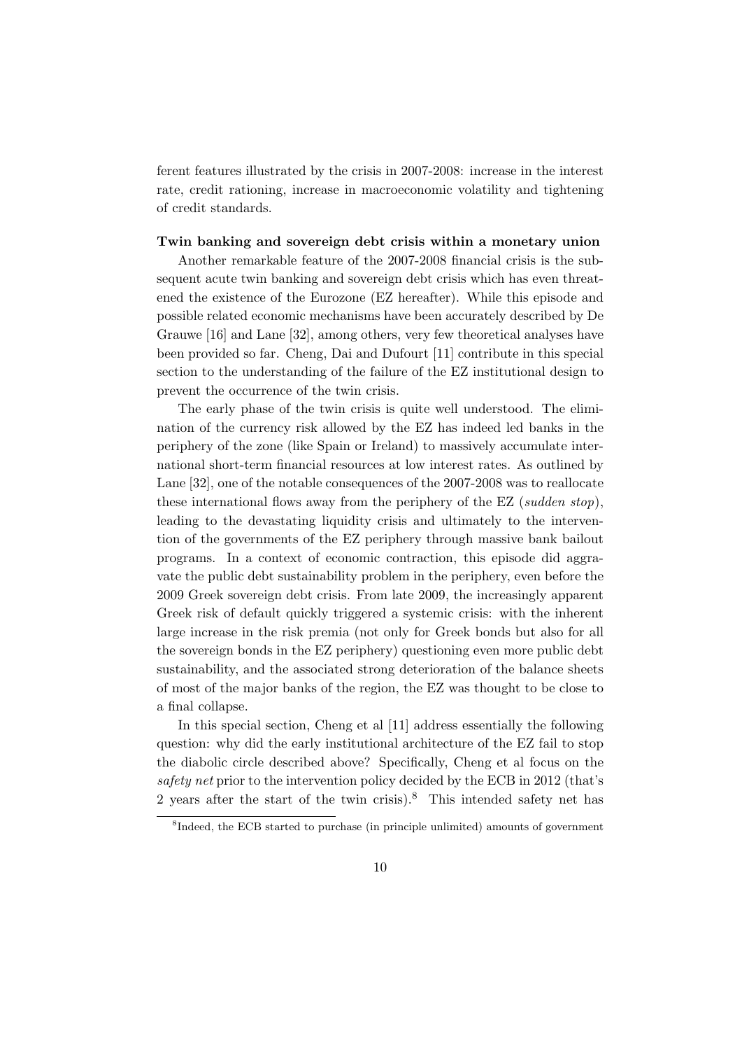ferent features illustrated by the crisis in 2007-2008: increase in the interest rate, credit rationing, increase in macroeconomic volatility and tightening of credit standards.

**Twin banking and sovereign debt crisis within a monetary union**

Another remarkable feature of the 2007-2008 financial crisis is the subsequent acute twin banking and sovereign debt crisis which has even threatened the existence of the Eurozone (EZ hereafter). While this episode and possible related economic mechanisms have been accurately described by De Grauwe [16] and Lane [32], among others, very few theoretical analyses have been provided so far. Cheng, Dai and Dufourt [11] contribute in this special section to the understanding of the failure of the EZ institutional design to prevent the occurrence of the twin crisis.

The early phase of the twin crisis is quite well understood. The elimination of the currency risk allowed by the EZ has indeed led banks in the periphery of the zone (like Spain or Ireland) to massively accumulate international short-term financial resources at low interest rates. As outlined by Lane [32], one of the notable consequences of the 2007-2008 was to reallocate these international flows away from the periphery of the EZ (*sudden stop*), leading to the devastating liquidity crisis and ultimately to the intervention of the governments of the EZ periphery through massive bank bailout programs. In a context of economic contraction, this episode did aggravate the public debt sustainability problem in the periphery, even before the 2009 Greek sovereign debt crisis. From late 2009, the increasingly apparent Greek risk of default quickly triggered a systemic crisis: with the inherent large increase in the risk premia (not only for Greek bonds but also for all the sovereign bonds in the EZ periphery) questioning even more public debt sustainability, and the associated strong deterioration of the balance sheets of most of the major banks of the region, the EZ was thought to be close to a final collapse.

In this special section, Cheng et al [11] address essentially the following question: why did the early institutional architecture of the EZ fail to stop the diabolic circle described above? Specifically, Cheng et al focus on the *safety net* prior to the intervention policy decided by the ECB in 2012 (that's 2 years after the start of the twin crisis).[8] This intended safety net has

[8] Indeed, the ECB started to purchase (in principle unlimited) amounts of government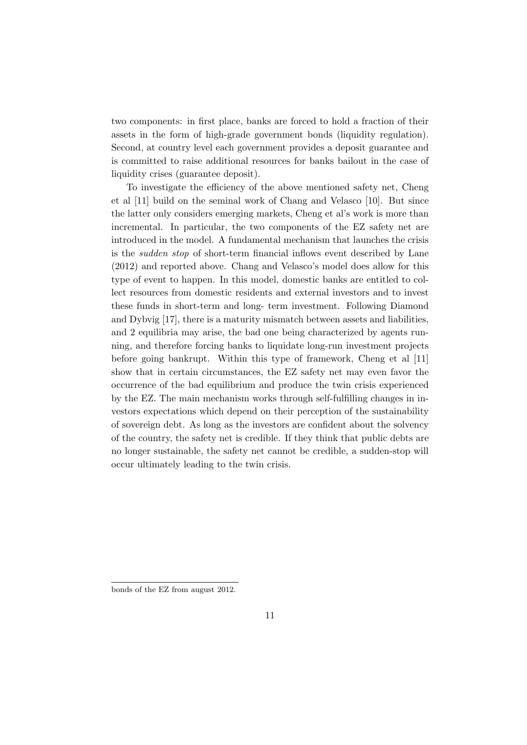two components: in first place, banks are forced to hold a fraction of their assets in the form of high-grade government bonds (liquidity regulation). Second, at country level each government provides a deposit guarantee and is committed to raise additional resources for banks bailout in the case of liquidity crises (guarantee deposit).

To investigate the efficiency of the above mentioned safety net, Cheng et al [11] build on the seminal work of Chang and Velasco [10]. But since the latter only considers emerging markets, Cheng et al's work is more than incremental. In particular, the two components of the EZ safety net are introduced in the model. A fundamental mechanism that launches the crisis is the *sudden stop* of short-term financial inflows event described by Lane (2012) and reported above. Chang and Velasco's model does allow for this type of event to happen. In this model, domestic banks are entitled to collect resources from domestic residents and external investors and to invest these funds in short-term and long- term investment. Following Diamond and Dybvig [17], there is a maturity mismatch between assets and liabilities, and 2 equilibria may arise, the bad one being characterized by agents running, and therefore forcing banks to liquidate long-run investment projects before going bankrupt. Within this type of framework, Cheng et al [11] show that in certain circumstances, the EZ safety net may even favor the occurrence of the bad equilibrium and produce the twin crisis experienced by the EZ. The main mechanism works through self-fulfilling changes in investors expectations which depend on their perception of the sustainability of sovereign debt. As long as the investors are confident about the solvency of the country, the safety net is credible. If they think that public debts are no longer sustainable, the safety net cannot be credible, a sudden-stop will occur ultimately leading to the twin crisis.

---

bonds of the EZ from august 2012.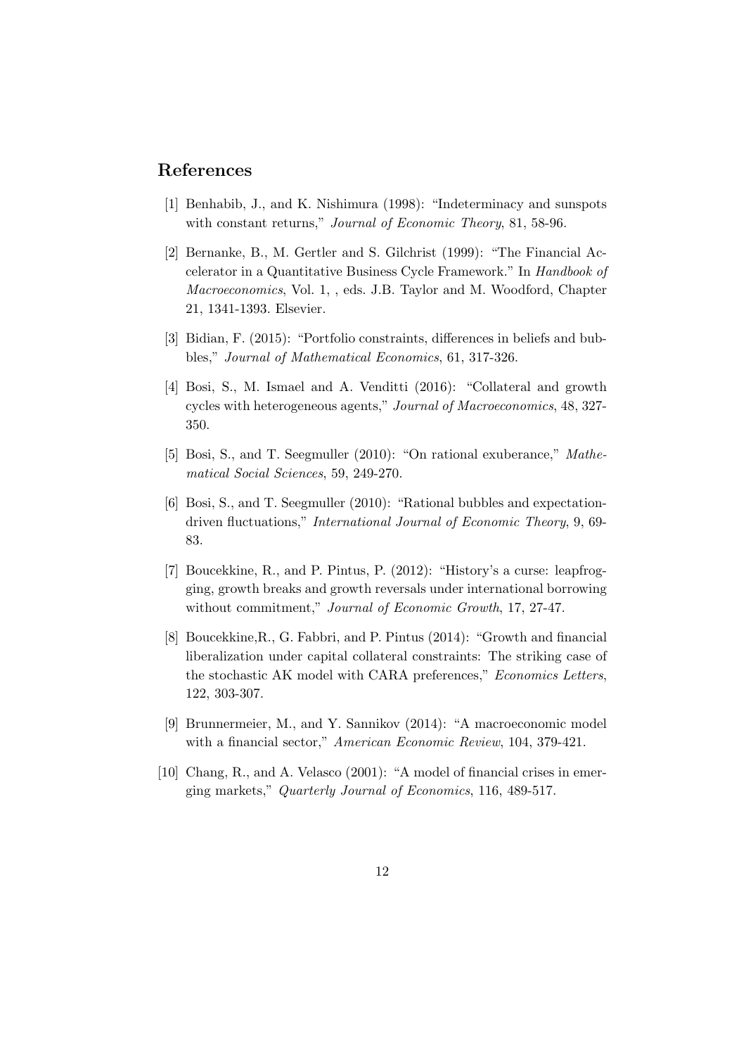## References

[1] Benhabib, J., and K. Nishimura (1998): "Indeterminacy and sunspots with constant returns," *Journal of Economic Theory*, 81, 58-96.

[2] Bernanke, B., M. Gertler and S. Gilchrist (1999): "The Financial Accelerator in a Quantitative Business Cycle Framework." In *Handbook of Macroeconomics*, Vol. 1, , eds. J.B. Taylor and M. Woodford, Chapter 21, 1341-1393. Elsevier.

[3] Bidian, F. (2015): "Portfolio constraints, differences in beliefs and bubbles," *Journal of Mathematical Economics*, 61, 317-326.

[4] Bosi, S., M. Ismael and A. Venditti (2016): "Collateral and growth cycles with heterogeneous agents," *Journal of Macroeconomics*, 48, 327-350.

[5] Bosi, S., and T. Seegmuller (2010): "On rational exuberance," *Mathematical Social Sciences*, 59, 249-270.

[6] Bosi, S., and T. Seegmuller (2010): "Rational bubbles and expectation-driven fluctuations," *International Journal of Economic Theory*, 9, 69-83.

[7] Boucekkine, R., and P. Pintus, P. (2012): "History's a curse: leapfrogging, growth breaks and growth reversals under international borrowing without commitment," *Journal of Economic Growth*, 17, 27-47.

[8] Boucekkine,R., G. Fabbri, and P. Pintus (2014): "Growth and financial liberalization under capital collateral constraints: The striking case of the stochastic AK model with CARA preferences," *Economics Letters*, 122, 303-307.

[9] Brunnermeier, M., and Y. Sannikov (2014): "A macroeconomic model with a financial sector," *American Economic Review*, 104, 379-421.

[10] Chang, R., and A. Velasco (2001): "A model of financial crises in emerging markets," *Quarterly Journal of Economics*, 116, 489-517.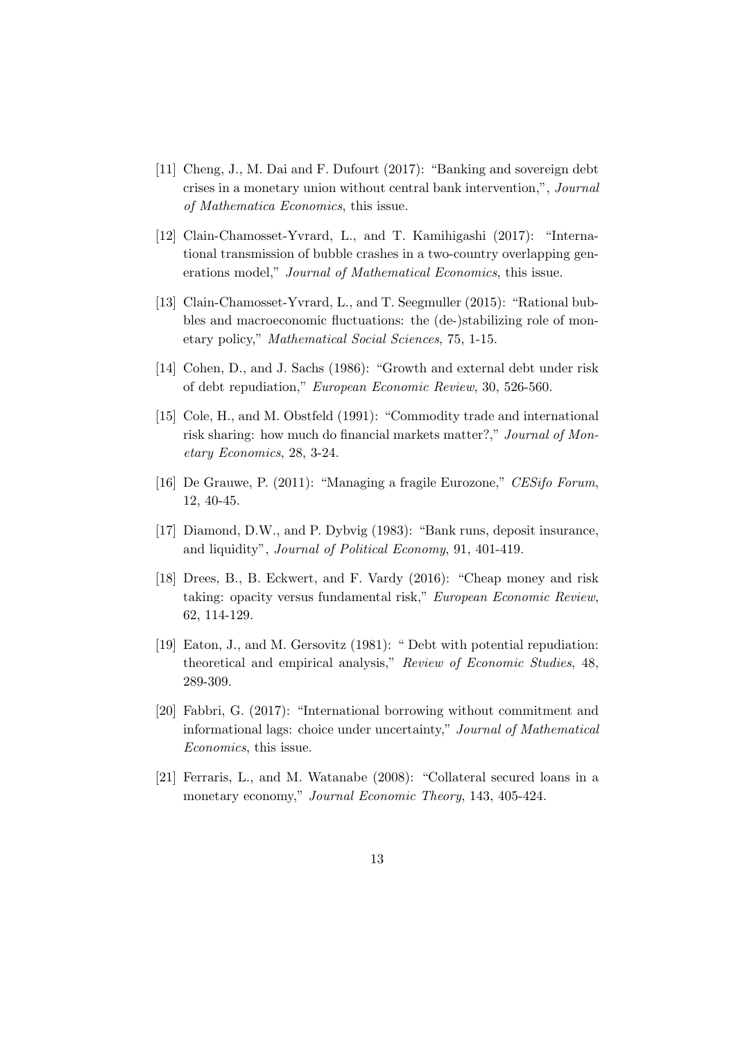[11] Cheng, J., M. Dai and F. Dufourt (2017): "Banking and sovereign debt crises in a monetary union without central bank intervention,", *Journal of Mathematica Economics*, this issue.

[12] Clain-Chamosset-Yvrard, L., and T. Kamihigashi (2017): "International transmission of bubble crashes in a two-country overlapping generations model," *Journal of Mathematical Economics*, this issue.

[13] Clain-Chamosset-Yvrard, L., and T. Seegmuller (2015): "Rational bubbles and macroeconomic fluctuations: the (de-)stabilizing role of monetary policy," *Mathematical Social Sciences*, 75, 1-15.

[14] Cohen, D., and J. Sachs (1986): "Growth and external debt under risk of debt repudiation," *European Economic Review*, 30, 526-560.

[15] Cole, H., and M. Obstfeld (1991): "Commodity trade and international risk sharing: how much do financial markets matter?," *Journal of Monetary Economics*, 28, 3-24.

[16] De Grauwe, P. (2011): "Managing a fragile Eurozone," *CESifo Forum*, 12, 40-45.

[17] Diamond, D.W., and P. Dybvig (1983): "Bank runs, deposit insurance, and liquidity", *Journal of Political Economy*, 91, 401-419.

[18] Drees, B., B. Eckwert, and F. Vardy (2016): "Cheap money and risk taking: opacity versus fundamental risk," *European Economic Review*, 62, 114-129.

[19] Eaton, J., and M. Gersovitz (1981): " Debt with potential repudiation: theoretical and empirical analysis," *Review of Economic Studies*, 48, 289-309.

[20] Fabbri, G. (2017): "International borrowing without commitment and informational lags: choice under uncertainty," *Journal of Mathematical Economics*, this issue.

[21] Ferraris, L., and M. Watanabe (2008): "Collateral secured loans in a monetary economy," *Journal Economic Theory*, 143, 405-424.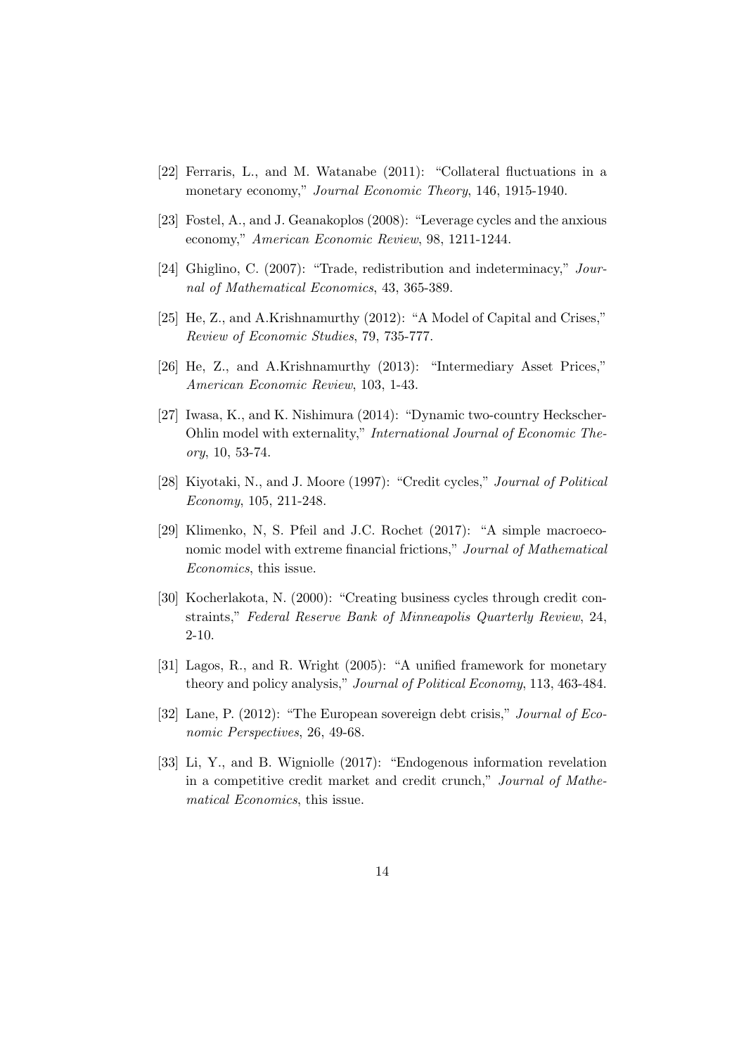[22] Ferraris, L., and M. Watanabe (2011): "Collateral fluctuations in a monetary economy," *Journal Economic Theory*, 146, 1915-1940.

[23] Fostel, A., and J. Geanakoplos (2008): "Leverage cycles and the anxious economy," *American Economic Review*, 98, 1211-1244.

[24] Ghiglino, C. (2007): "Trade, redistribution and indeterminacy," *Journal of Mathematical Economics*, 43, 365-389.

[25] He, Z., and A.Krishnamurthy (2012): "A Model of Capital and Crises," *Review of Economic Studies*, 79, 735-777.

[26] He, Z., and A.Krishnamurthy (2013): "Intermediary Asset Prices," *American Economic Review*, 103, 1-43.

[27] Iwasa, K., and K. Nishimura (2014): "Dynamic two-country Heckscher-Ohlin model with externality," *International Journal of Economic Theory*, 10, 53-74.

[28] Kiyotaki, N., and J. Moore (1997): "Credit cycles," *Journal of Political Economy*, 105, 211-248.

[29] Klimenko, N, S. Pfeil and J.C. Rochet (2017): "A simple macroeconomic model with extreme financial frictions," *Journal of Mathematical Economics*, this issue.

[30] Kocherlakota, N. (2000): "Creating business cycles through credit constraints," *Federal Reserve Bank of Minneapolis Quarterly Review*, 24, 2-10.

[31] Lagos, R., and R. Wright (2005): "A unified framework for monetary theory and policy analysis," *Journal of Political Economy*, 113, 463-484.

[32] Lane, P. (2012): "The European sovereign debt crisis," *Journal of Economic Perspectives*, 26, 49-68.

[33] Li, Y., and B. Wigniolle (2017): "Endogenous information revelation in a competitive credit market and credit crunch," *Journal of Mathematical Economics*, this issue.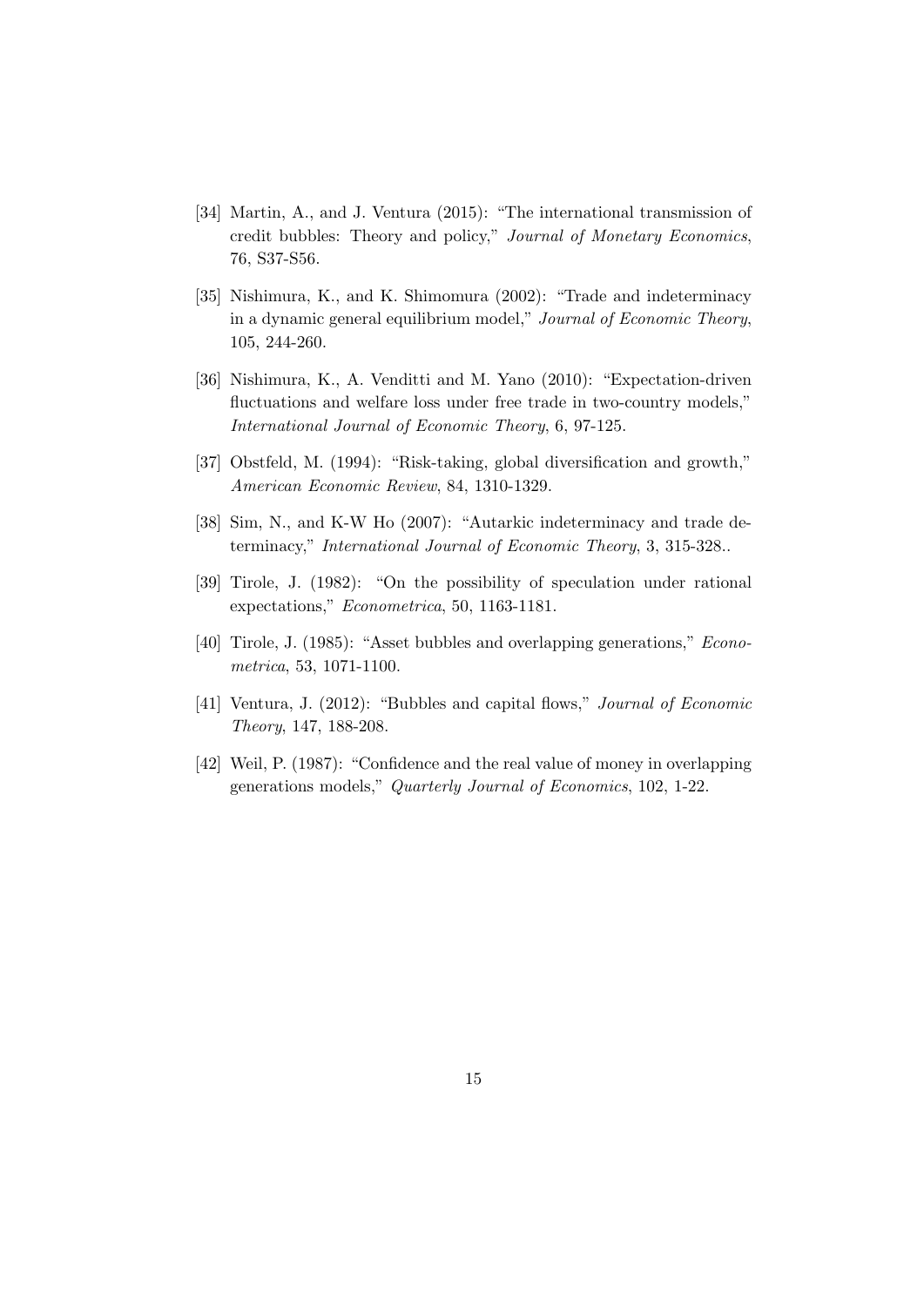[34] Martin, A., and J. Ventura (2015): "The international transmission of credit bubbles: Theory and policy," *Journal of Monetary Economics*, 76, S37-S56.

[35] Nishimura, K., and K. Shimomura (2002): "Trade and indeterminacy in a dynamic general equilibrium model," *Journal of Economic Theory*, 105, 244-260.

[36] Nishimura, K., A. Venditti and M. Yano (2010): "Expectation-driven fluctuations and welfare loss under free trade in two-country models," *International Journal of Economic Theory*, 6, 97-125.

[37] Obstfeld, M. (1994): "Risk-taking, global diversification and growth," *American Economic Review*, 84, 1310-1329.

[38] Sim, N., and K-W Ho (2007): "Autarkic indeterminacy and trade determinacy," *International Journal of Economic Theory*, 3, 315-328..

[39] Tirole, J. (1982): "On the possibility of speculation under rational expectations," *Econometrica*, 50, 1163-1181.

[40] Tirole, J. (1985): "Asset bubbles and overlapping generations," *Econometrica*, 53, 1071-1100.

[41] Ventura, J. (2012): "Bubbles and capital flows," *Journal of Economic Theory*, 147, 188-208.

[42] Weil, P. (1987): "Confidence and the real value of money in overlapping generations models," *Quarterly Journal of Economics*, 102, 1-22.